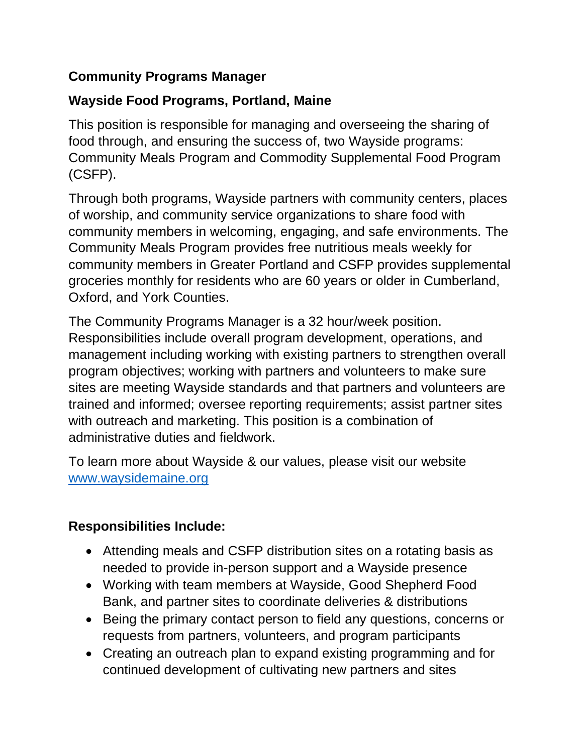**Community Programs Manager**

**Wayside Food Programs, Portland, Maine**

This position is responsible for managing and overseeing the sharing of food through, and ensuring the success of, two Wayside programs: Community Meals Program and Commodity Supplemental Food Program (CSFP).

Through both programs, Wayside partners with community centers, places of worship, and community service organizations to share food with community members in welcoming, engaging, and safe environments. The Community Meals Program provides free nutritious meals weekly for community members in Greater Portland and CSFP provides supplemental groceries monthly for residents who are 60 years or older in Cumberland, Oxford, and York Counties.

The Community Programs Manager is a 32 hour/week position. Responsibilities include overall program development, operations, and management including working with existing partners to strengthen overall program objectives; working with partners and volunteers to make sure sites are meeting Wayside standards and that partners and volunteers are trained and informed; oversee reporting requirements; assist partner sites with outreach and marketing. This position is a combination of administrative duties and fieldwork.

To learn more about Wayside & our values, please visit our website [www.waysidemaine.org](http://www.waysidemaine.org)

**Responsibilities Include:**

- Attending meals and CSFP distribution sites on a rotating basis as needed to provide in-person support and a Wayside presence
- Working with team members at Wayside, Good Shepherd Food Bank, and partner sites to coordinate deliveries & distributions
- Being the primary contact person to field any questions, concerns or requests from partners, volunteers, and program participants
- Creating an outreach plan to expand existing programming and for continued development of cultivating new partners and sites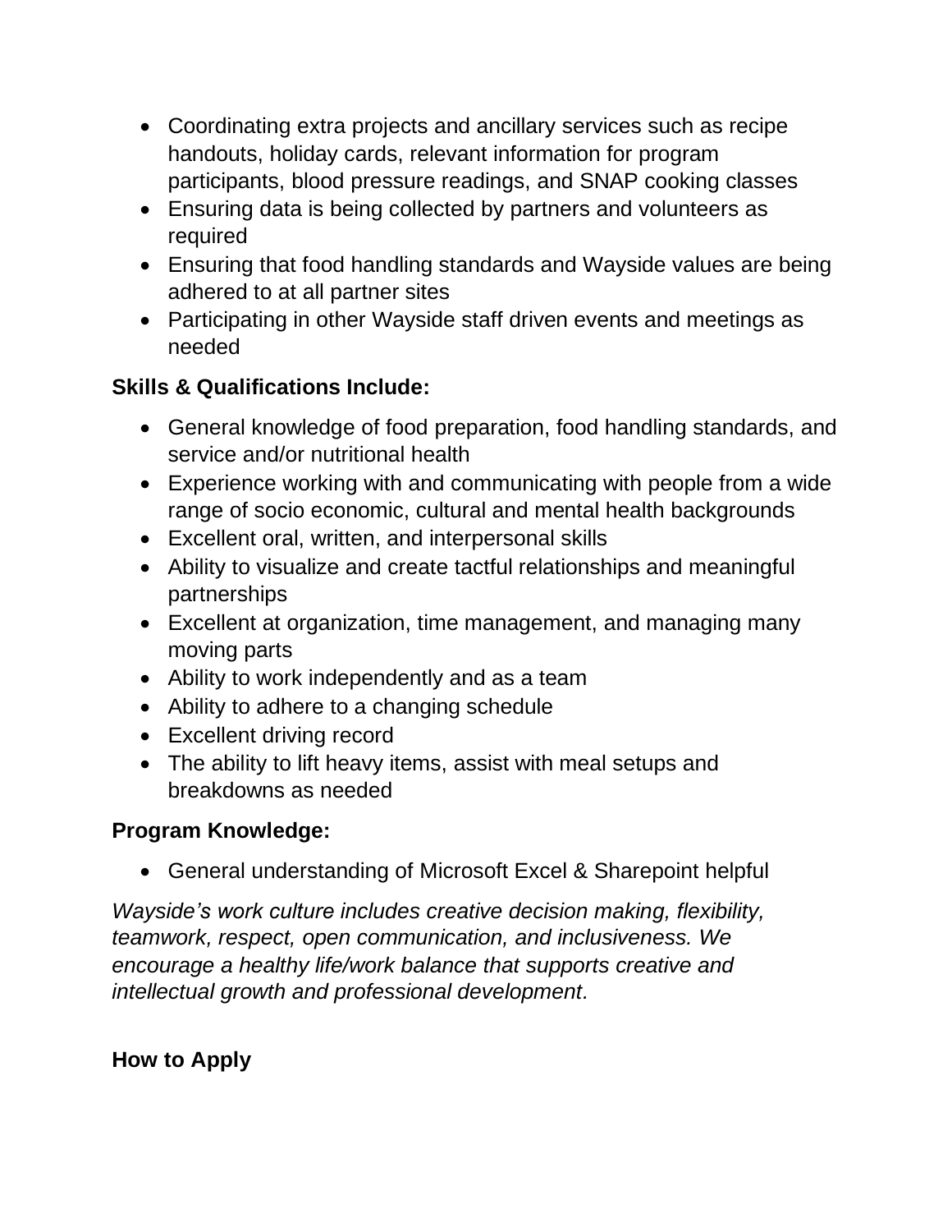- Coordinating extra projects and ancillary services such as recipe handouts, holiday cards, relevant information for program participants, blood pressure readings, and SNAP cooking classes
- Ensuring data is being collected by partners and volunteers as required
- Ensuring that food handling standards and Wayside values are being adhered to at all partner sites
- Participating in other Wayside staff driven events and meetings as needed

**Skills & Qualifications Include:**

- General knowledge of food preparation, food handling standards, and service and/or nutritional health
- Experience working with and communicating with people from a wide range of socio economic, cultural and mental health backgrounds
- Excellent oral, written, and interpersonal skills
- Ability to visualize and create tactful relationships and meaningful partnerships
- Excellent at organization, time management, and managing many moving parts
- Ability to work independently and as a team
- Ability to adhere to a changing schedule
- Excellent driving record
- The ability to lift heavy items, assist with meal setups and breakdowns as needed

**Program Knowledge:**

- General understanding of Microsoft Excel & Sharepoint helpful

*Wayside's work culture includes creative decision making, flexibility, teamwork, respect, open communication, and inclusiveness. We encourage a healthy life/work balance that supports creative and intellectual growth and professional development.*

**How to Apply**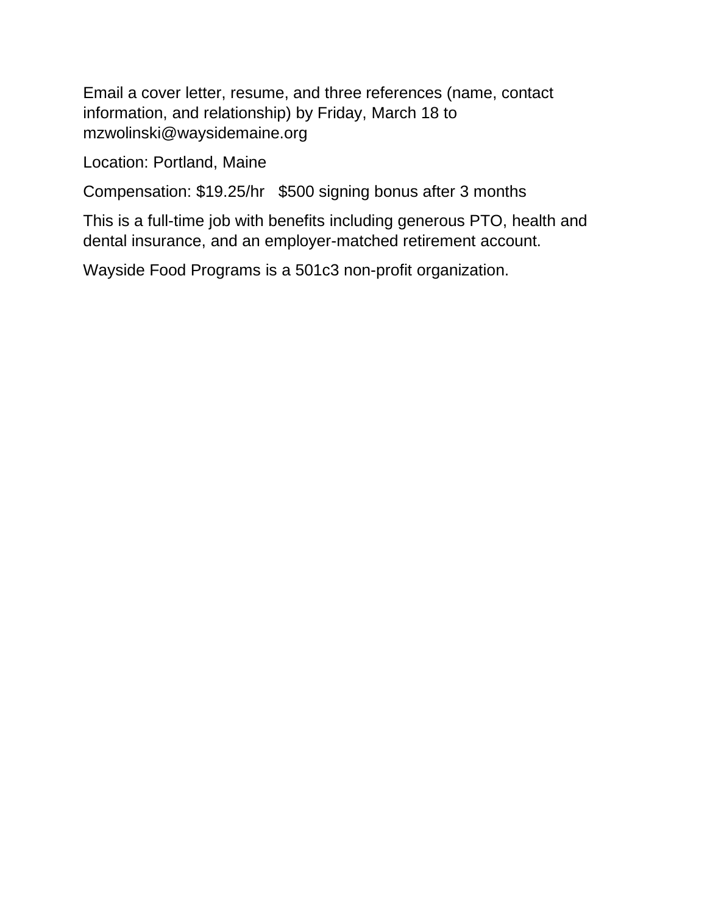Email a cover letter, resume, and three references (name, contact information, and relationship) by Friday, March 18 to mzwolinski@waysidemaine.org

Location: Portland, Maine

Compensation: $19.25/hr   $500 signing bonus after 3 months

This is a full-time job with benefits including generous PTO, health and dental insurance, and an employer-matched retirement account.

Wayside Food Programs is a 501c3 non-profit organization.